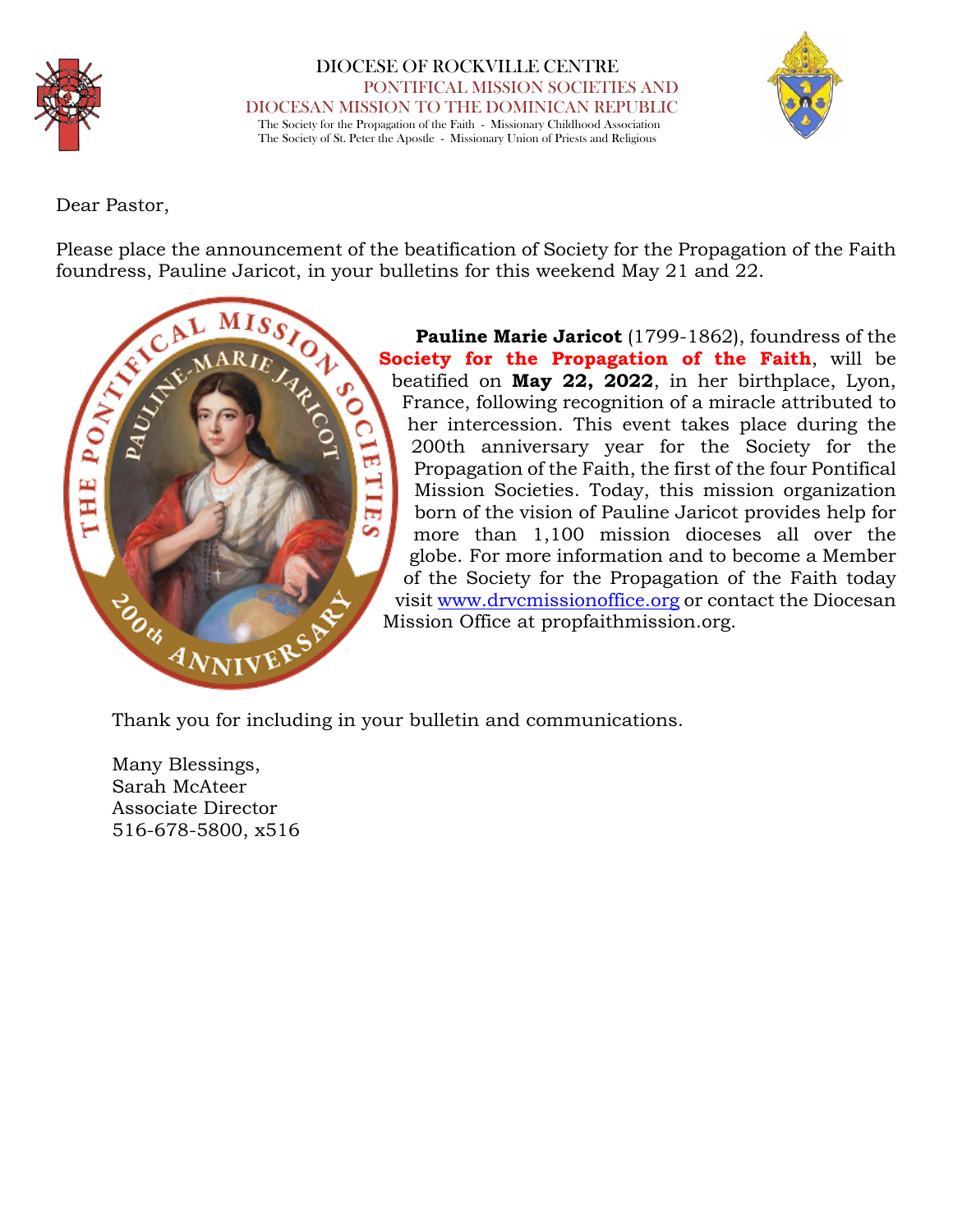DIOCESE OF ROCKVILLE CENTRE

PONTIFICAL MISSION SOCIETIES AND

DIOCESAN MISSION TO THE DOMINICAN REPUBLIC

The Society for the Propagation of the Faith - Missionary Childhood Association

The Society of St. Peter the Apostle - Missionary Union of Priests and Religious

Dear Pastor,

Please place the announcement of the beatification of Society for the Propagation of the Faith foundress, Pauline Jaricot, in your bulletins for this weekend May 21 and 22.

**Pauline Marie Jaricot** (1799-1862), foundress of the **Society for the Propagation of the Faith**, will be beatified on **May 22, 2022**, in her birthplace, Lyon, France, following recognition of a miracle attributed to her intercession. This event takes place during the 200th anniversary year for the Society for the Propagation of the Faith, the first of the four Pontifical Mission Societies. Today, this mission organization born of the vision of Pauline Jaricot provides help for more than 1,100 mission dioceses all over the globe. For more information and to become a Member of the Society for the Propagation of the Faith today visit www.drvcmissionoffice.org or contact the Diocesan Mission Office at propfaithmission.org.

Thank you for including in your bulletin and communications.

Many Blessings,
Sarah McAteer
Associate Director
516-678-5800, x516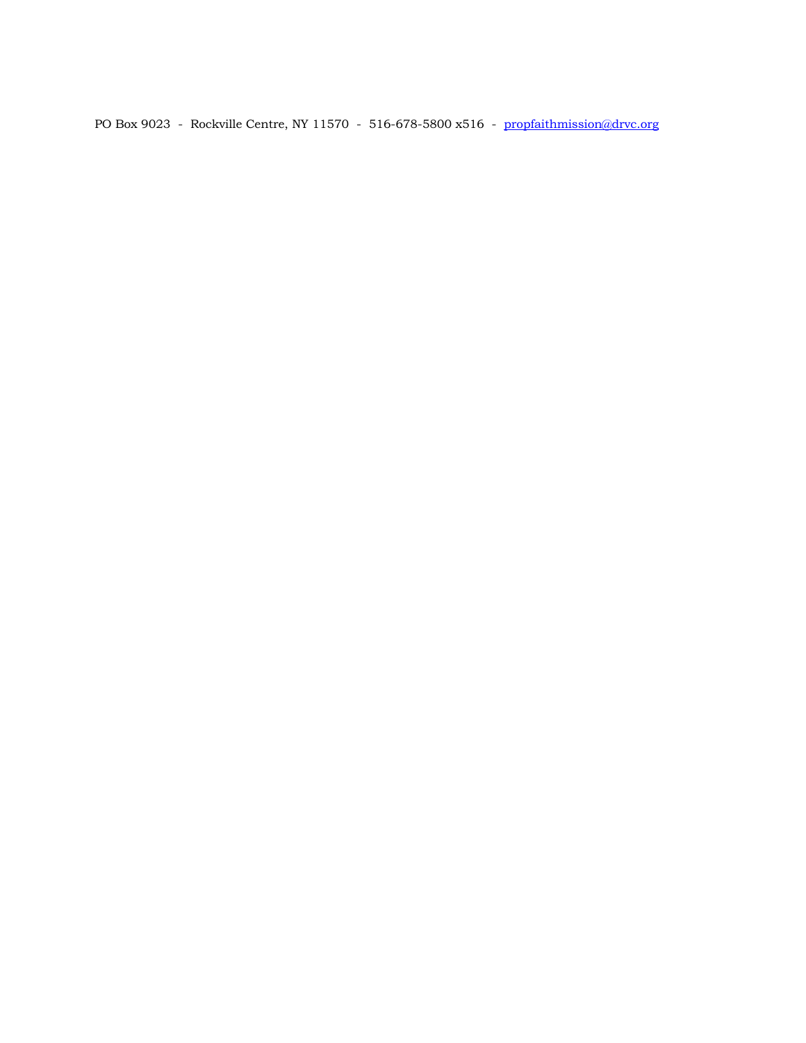PO Box 9023 - Rockville Centre, NY 11570 - 516-678-5800 x516 - propfaithmission@drvc.org